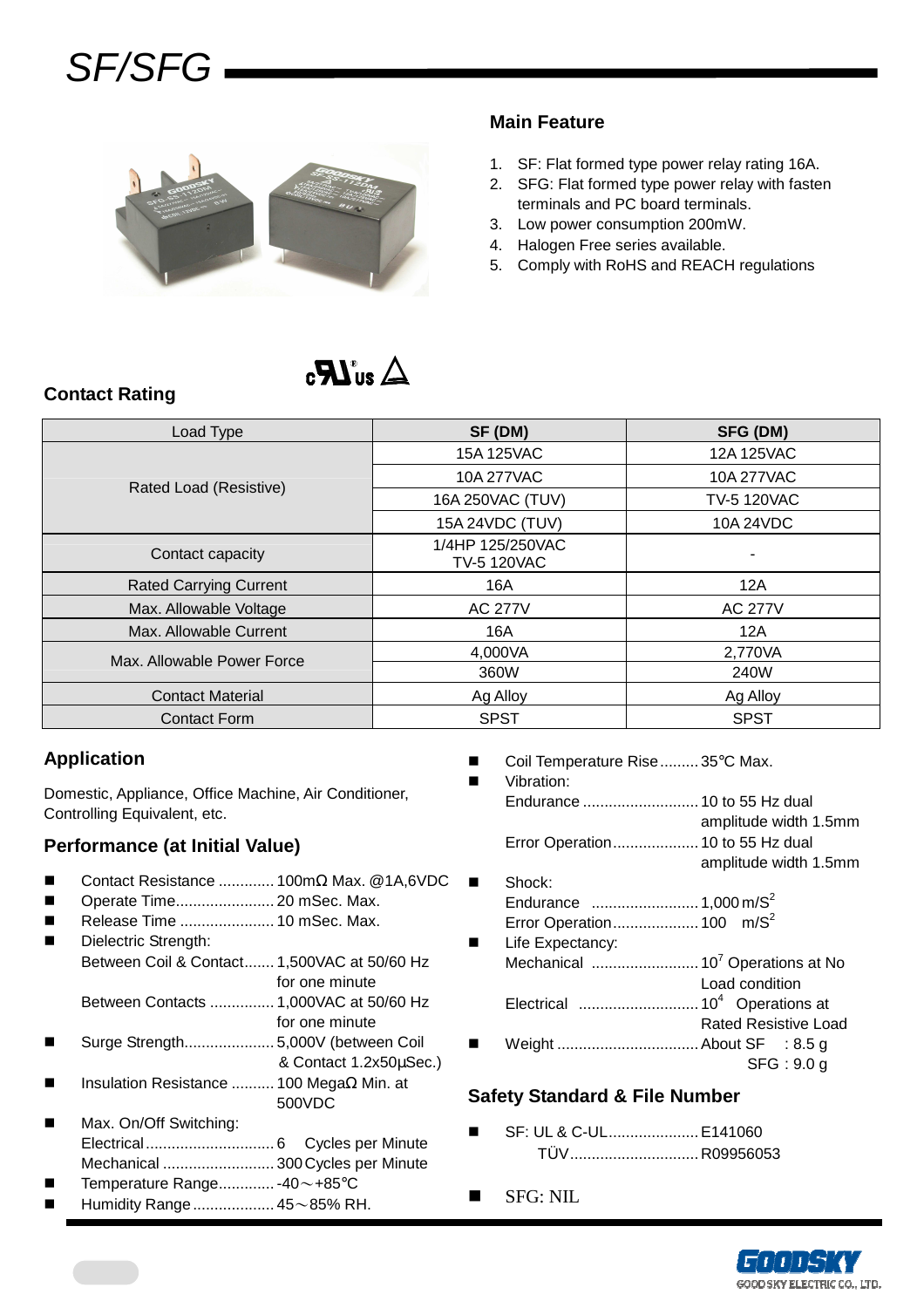# SF/SFG

## Main Feature

1. SF: Flat formed type power relay rating 16A.
2. SFG: Flat formed type power relay with fasten terminals and PC board terminals.
3. Low power consumption 200mW.
4. Halogen Free series available.
5. Comply with RoHS and REACH regulations

## Contact Rating

| Load Type | SF (DM) | SFG (DM) |
|---|---|---|
| Rated Load (Resistive) | 15A 125VAC | 12A 125VAC |
| | 10A 277VAC | 10A 277VAC |
| | 16A 250VAC (TUV) | TV-5 120VAC |
| | 15A 24VDC (TUV) | 10A 24VDC |
| Contact capacity | 1/4HP 125/250VAC TV-5 120VAC | - |
| Rated Carrying Current | 16A | 12A |
| Max. Allowable Voltage | AC 277V | AC 277V |
| Max. Allowable Current | 16A | 12A |
| Max. Allowable Power Force | 4,000VA | 2,770VA |
| | 360W | 240W |
| Contact Material | Ag Alloy | Ag Alloy |
| Contact Form | SPST | SPST |

## Application

Domestic, Appliance, Office Machine, Air Conditioner, Controlling Equivalent, etc.

## Performance (at Initial Value)

- Contact Resistance ............. 100mΩ Max. @1A,6VDC
- Operate Time....................... 20 mSec. Max.
- Release Time ...................... 10 mSec. Max.
- Dielectric Strength:
  - Between Coil & Contact....... 1,500VAC at 50/60 Hz for one minute
  - Between Contacts ............... 1,000VAC at 50/60 Hz for one minute
- Surge Strength..................... 5,000V (between Coil & Contact 1.2x50μSec.)
- Insulation Resistance .......... 100 MegaΩ Min. at 500VDC
- Max. On/Off Switching:
  - Electrical.............................. 6 Cycles per Minute
  - Mechanical .......................... 300 Cycles per Minute
- Temperature Range............. -40～+85℃
- Humidity Range ................... 45～85% RH.
- Coil Temperature Rise......... 35℃ Max.
- Vibration:
  - Endurance ........................... 10 to 55 Hz dual amplitude width 1.5mm
  - Error Operation.................... 10 to 55 Hz dual amplitude width 1.5mm
- Shock:
  - Endurance ......................... 1,000 $m/S^2$
  - Error Operation.................... 100 $m/S^2$
- Life Expectancy:
  - Mechanical ......................... $10^7$ Operations at No Load condition
  - Electrical ............................ $10^4$ Operations at Rated Resistive Load
- Weight ................................ About SF : 8.5 g
  SFG : 9.0 g

## Safety Standard & File Number

- SF: UL & C-UL..................... E141060
  TÜV............................. R09956053
- SFG: NIL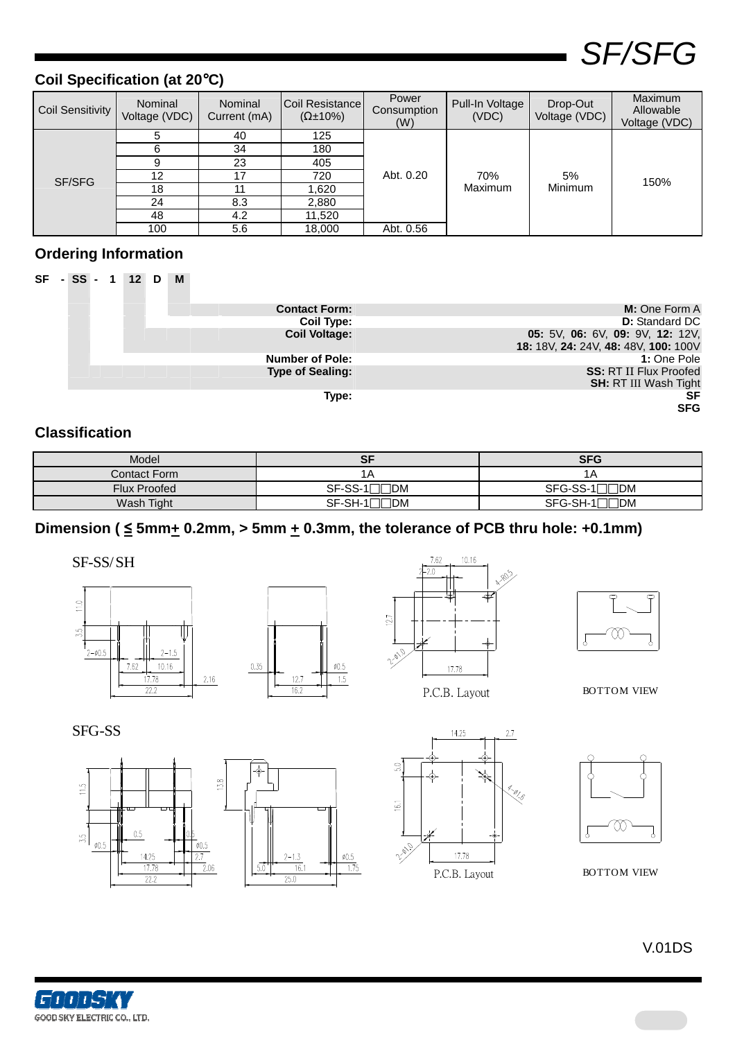## Coil Specification (at 20°C)

| Coil Sensitivity | Nominal Voltage (VDC) | Nominal Current (mA) | Coil Resistance (Ω±10%) | Power Consumption (W) | Pull-In Voltage (VDC) | Drop-Out Voltage (VDC) | Maximum Allowable Voltage (VDC) |
|---|---|---|---|---|---|---|---|
| SF/SFG | 5 | 40 | 125 | Abt. 0.20 | 70% Maximum | 5% Minimum | 150% |
| | 6 | 34 | 180 | | | | |
| | 9 | 23 | 405 | | | | |
| | 12 | 17 | 720 | | | | |
| | 18 | 11 | 1,620 | | | | |
| | 24 | 8.3 | 2,880 | | | | |
| | 48 | 4.2 | 11,520 | | | | |
| | 100 | 5.6 | 18,000 | Abt. 0.56 | | | |

## Ordering Information

**SF - SS - 1 12 D M**

| | |
|---|---|
| **Contact Form:** | **M:** One Form A |
| **Coil Type:** | **D:** Standard DC |
| **Coil Voltage:** | **05:** 5V, **06:** 6V, **09:** 9V, **12:** 12V, **18:** 18V, **24:** 24V, **48:** 48V, **100:** 100V |
| **Number of Pole:** | **1:** One Pole |
| **Type of Sealing:** | **SS:** RT II Flux Proofed<br>**SH:** RT III Wash Tight |
| **Type:** | **SF**<br>**SFG** |

## Classification

| Model | SF | SFG |
|---|---|---|
| Contact Form | 1A | 1A |
| Flux Proofed | SF-SS-1□□DM | SFG-SS-1□□DM |
| Wash Tight | SF-SH-1□□DM | SFG-SH-1□□DM |

## Dimension ( ≤ 5mm± 0.2mm, > 5mm ± 0.3mm, the tolerance of PCB thru hole: +0.1mm)

SF-SS/SH

11.0
3.5
2-ø0.5
2-1.5
7.62
10.16
17.78
22.2
2.16
0.35
12.7
16.2
ø0.5
1.5
7.62
10.16
2-2.0
4-R0.5
12.7
2-ø1.0
17.78
P.C.B. Layout
BOTTOM VIEW

SFG-SS

11.5
3.5
ø0.5
0.5
0.5
ø0.5
14.25
2.7
17.78
2.06
22.2
13.8
5.0
2-1.3
16.1
ø0.5
1.75
25.0
14.25
2.7
5.0
16.1
4-ø1.6
2-ø1.0
17.78
P.C.B. Layout
BOTTOM VIEW

V.01DS

GOODSKY
GOOD SKY ELECTRIC CO., LTD.